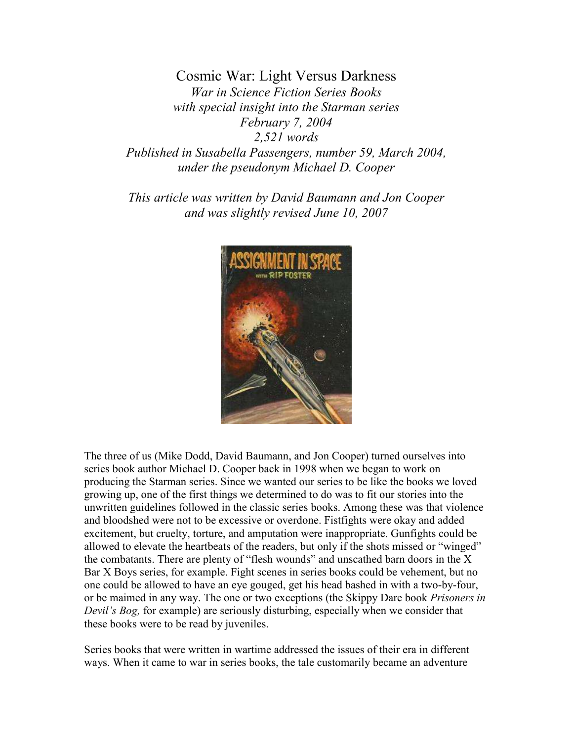# Cosmic War: Light Versus Darkness

*War in Science Fiction Series Books*
*with special insight into the Starman series*
*February 7, 2004*
*2,521 words*
*Published in Susabella Passengers, number 59, March 2004,*
*under the pseudonym Michael D. Cooper*

*This article was written by David Baumann and Jon Cooper*
*and was slightly revised June 10, 2007*

The three of us (Mike Dodd, David Baumann, and Jon Cooper) turned ourselves into series book author Michael D. Cooper back in 1998 when we began to work on producing the Starman series. Since we wanted our series to be like the books we loved growing up, one of the first things we determined to do was to fit our stories into the unwritten guidelines followed in the classic series books. Among these was that violence and bloodshed were not to be excessive or overdone. Fistfights were okay and added excitement, but cruelty, torture, and amputation were inappropriate. Gunfights could be allowed to elevate the heartbeats of the readers, but only if the shots missed or "winged" the combatants. There are plenty of "flesh wounds" and unscathed barn doors in the X Bar X Boys series, for example. Fight scenes in series books could be vehement, but no one could be allowed to have an eye gouged, get his head bashed in with a two-by-four, or be maimed in any way. The one or two exceptions (the Skippy Dare book *Prisoners in Devil's Bog,* for example) are seriously disturbing, especially when we consider that these books were to be read by juveniles.

Series books that were written in wartime addressed the issues of their era in different ways. When it came to war in series books, the tale customarily became an adventure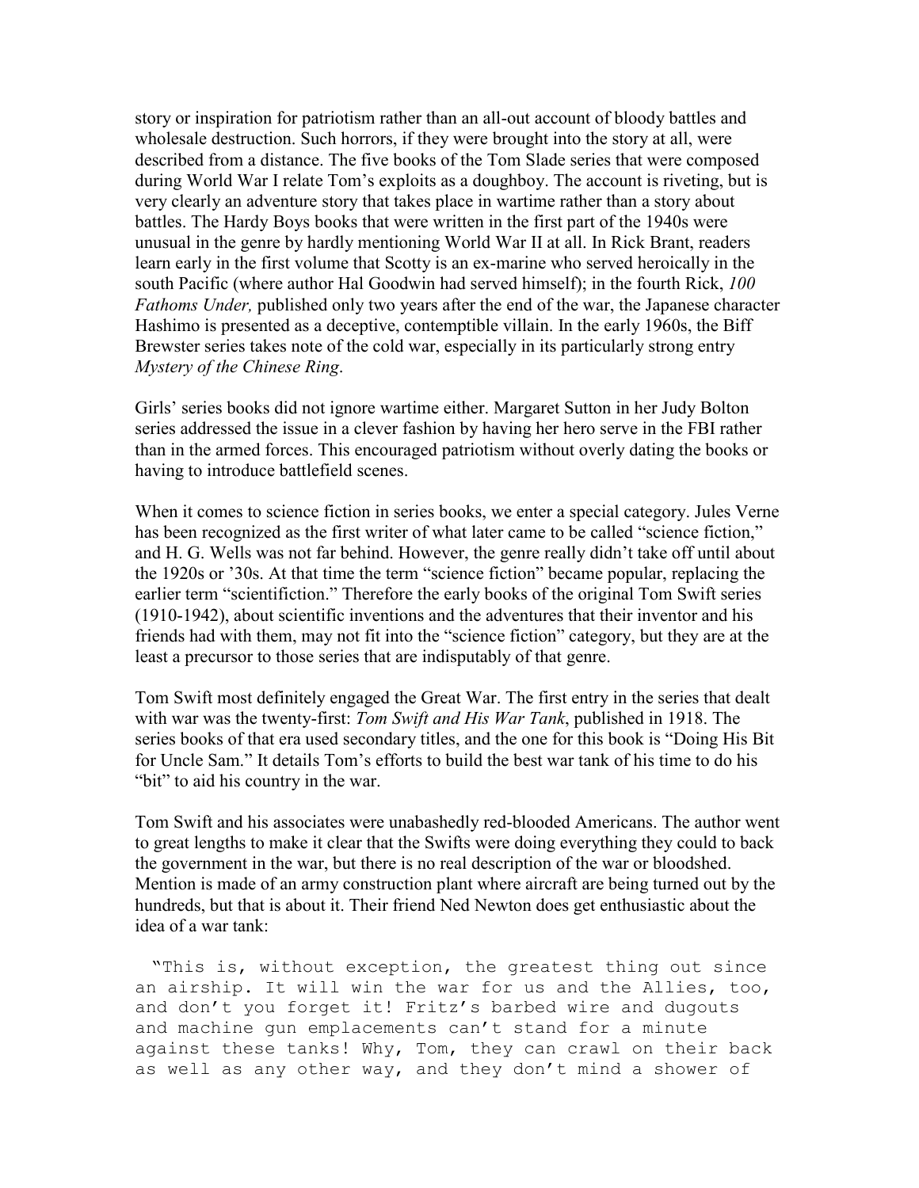story or inspiration for patriotism rather than an all-out account of bloody battles and wholesale destruction. Such horrors, if they were brought into the story at all, were described from a distance. The five books of the Tom Slade series that were composed during World War I relate Tom's exploits as a doughboy. The account is riveting, but is very clearly an adventure story that takes place in wartime rather than a story about battles. The Hardy Boys books that were written in the first part of the 1940s were unusual in the genre by hardly mentioning World War II at all. In Rick Brant, readers learn early in the first volume that Scotty is an ex-marine who served heroically in the south Pacific (where author Hal Goodwin had served himself); in the fourth Rick, *100 Fathoms Under,* published only two years after the end of the war, the Japanese character Hashimo is presented as a deceptive, contemptible villain. In the early 1960s, the Biff Brewster series takes note of the cold war, especially in its particularly strong entry *Mystery of the Chinese Ring*.

Girls' series books did not ignore wartime either. Margaret Sutton in her Judy Bolton series addressed the issue in a clever fashion by having her hero serve in the FBI rather than in the armed forces. This encouraged patriotism without overly dating the books or having to introduce battlefield scenes.

When it comes to science fiction in series books, we enter a special category. Jules Verne has been recognized as the first writer of what later came to be called "science fiction," and H. G. Wells was not far behind. However, the genre really didn't take off until about the 1920s or '30s. At that time the term "science fiction" became popular, replacing the earlier term "scientifiction." Therefore the early books of the original Tom Swift series (1910-1942), about scientific inventions and the adventures that their inventor and his friends had with them, may not fit into the "science fiction" category, but they are at the least a precursor to those series that are indisputably of that genre.

Tom Swift most definitely engaged the Great War. The first entry in the series that dealt with war was the twenty-first: *Tom Swift and His War Tank*, published in 1918. The series books of that era used secondary titles, and the one for this book is "Doing His Bit for Uncle Sam." It details Tom's efforts to build the best war tank of his time to do his "bit" to aid his country in the war.

Tom Swift and his associates were unabashedly red-blooded Americans. The author went to great lengths to make it clear that the Swifts were doing everything they could to back the government in the war, but there is no real description of the war or bloodshed. Mention is made of an army construction plant where aircraft are being turned out by the hundreds, but that is about it. Their friend Ned Newton does get enthusiastic about the idea of a war tank:

"This is, without exception, the greatest thing out since an airship. It will win the war for us and the Allies, too, and don't you forget it! Fritz's barbed wire and dugouts and machine gun emplacements can't stand for a minute against these tanks! Why, Tom, they can crawl on their back as well as any other way, and they don't mind a shower of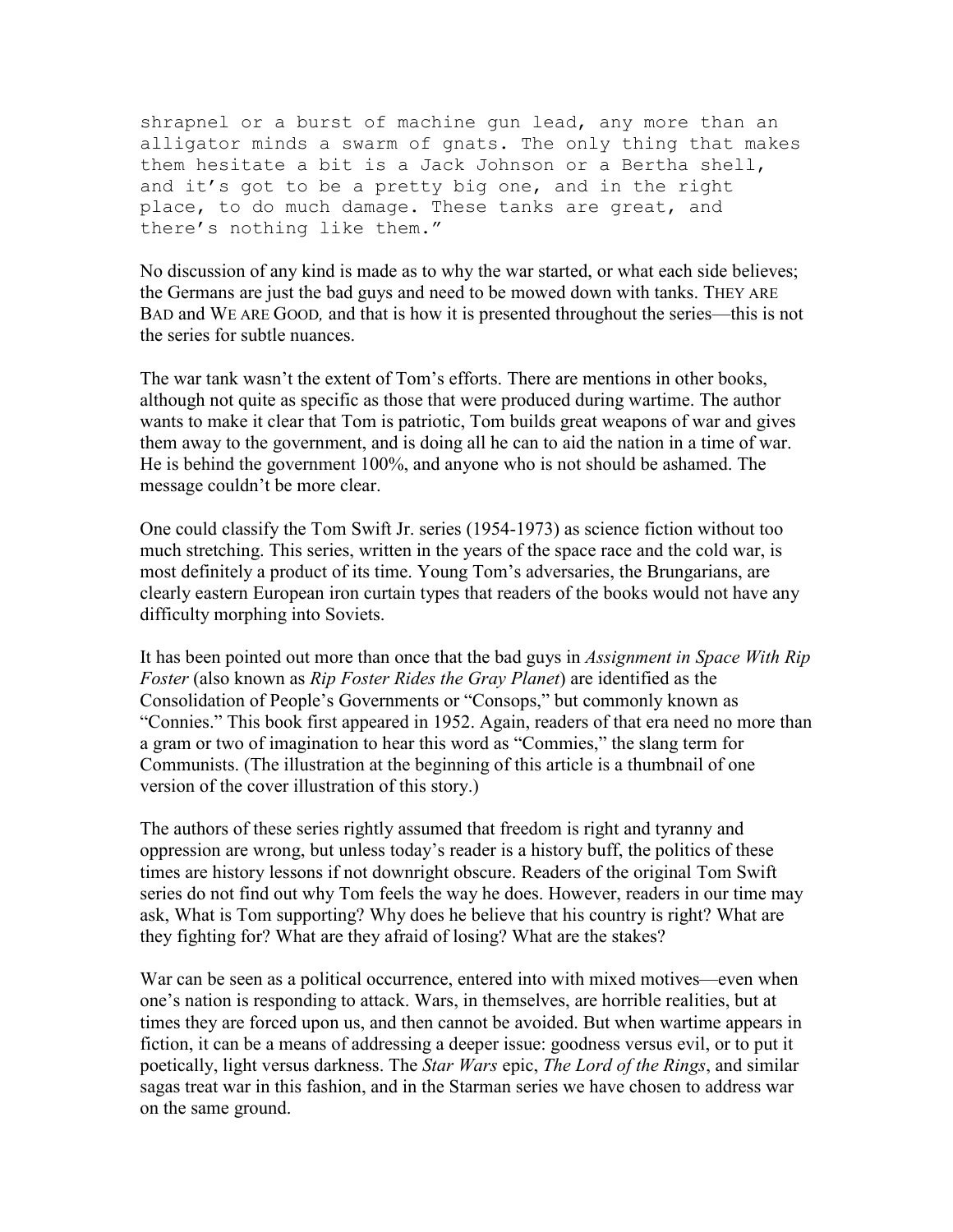```
shrapnel or a burst of machine gun lead, any more than an
alligator minds a swarm of gnats. The only thing that makes
them hesitate a bit is a Jack Johnson or a Bertha shell,
and it's got to be a pretty big one, and in the right
place, to do much damage. These tanks are great, and
there's nothing like them."
```

No discussion of any kind is made as to why the war started, or what each side believes; the Germans are just the bad guys and need to be mowed down with tanks. THEY ARE BAD and WE ARE GOOD, and that is how it is presented throughout the series—this is not the series for subtle nuances.

The war tank wasn't the extent of Tom's efforts. There are mentions in other books, although not quite as specific as those that were produced during wartime. The author wants to make it clear that Tom is patriotic, Tom builds great weapons of war and gives them away to the government, and is doing all he can to aid the nation in a time of war. He is behind the government 100%, and anyone who is not should be ashamed. The message couldn't be more clear.

One could classify the Tom Swift Jr. series (1954-1973) as science fiction without too much stretching. This series, written in the years of the space race and the cold war, is most definitely a product of its time. Young Tom's adversaries, the Brungarians, are clearly eastern European iron curtain types that readers of the books would not have any difficulty morphing into Soviets.

It has been pointed out more than once that the bad guys in *Assignment in Space With Rip Foster* (also known as *Rip Foster Rides the Gray Planet*) are identified as the Consolidation of People's Governments or "Consops," but commonly known as "Connies." This book first appeared in 1952. Again, readers of that era need no more than a gram or two of imagination to hear this word as "Commies," the slang term for Communists. (The illustration at the beginning of this article is a thumbnail of one version of the cover illustration of this story.)

The authors of these series rightly assumed that freedom is right and tyranny and oppression are wrong, but unless today's reader is a history buff, the politics of these times are history lessons if not downright obscure. Readers of the original Tom Swift series do not find out why Tom feels the way he does. However, readers in our time may ask, What is Tom supporting? Why does he believe that his country is right? What are they fighting for? What are they afraid of losing? What are the stakes?

War can be seen as a political occurrence, entered into with mixed motives—even when one's nation is responding to attack. Wars, in themselves, are horrible realities, but at times they are forced upon us, and then cannot be avoided. But when wartime appears in fiction, it can be a means of addressing a deeper issue: goodness versus evil, or to put it poetically, light versus darkness. The *Star Wars* epic, *The Lord of the Rings*, and similar sagas treat war in this fashion, and in the Starman series we have chosen to address war on the same ground.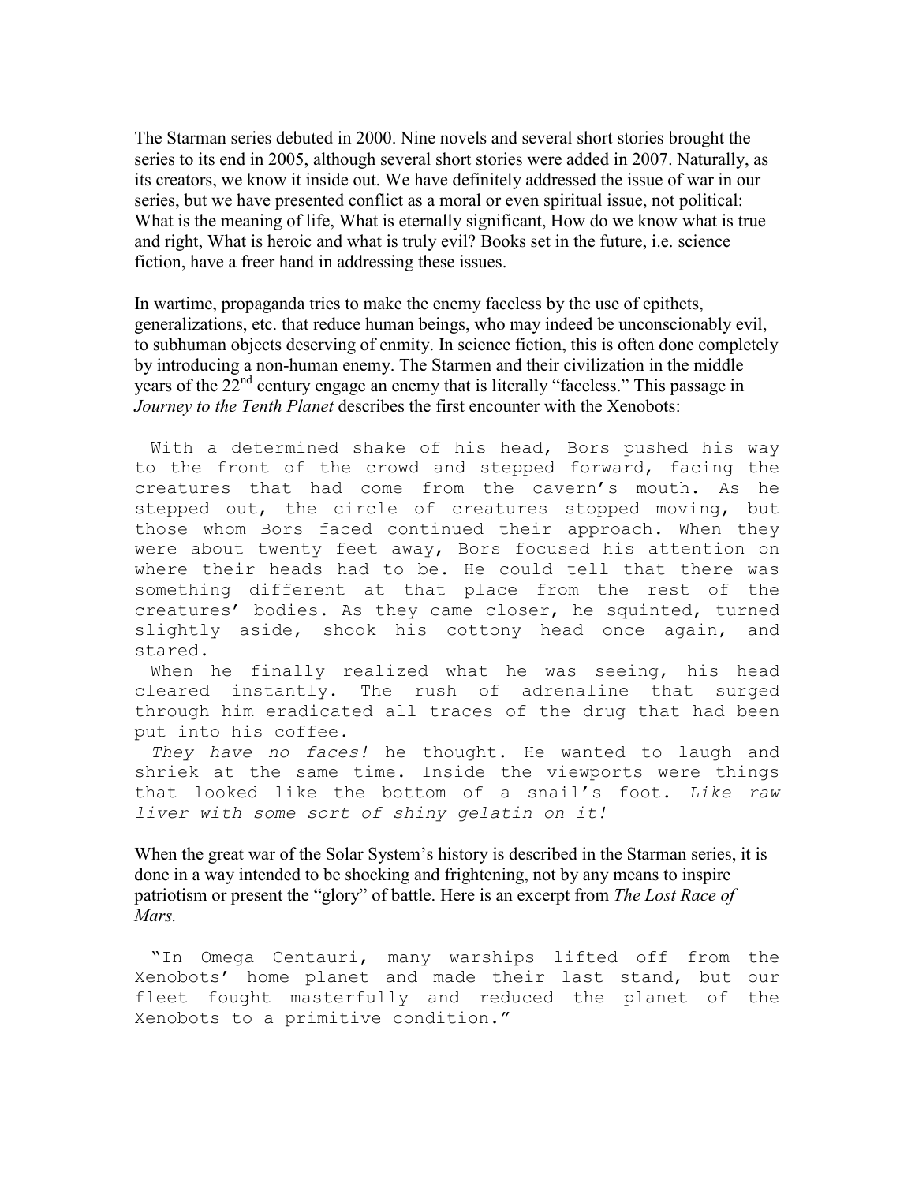The Starman series debuted in 2000. Nine novels and several short stories brought the series to its end in 2005, although several short stories were added in 2007. Naturally, as its creators, we know it inside out. We have definitely addressed the issue of war in our series, but we have presented conflict as a moral or even spiritual issue, not political: What is the meaning of life, What is eternally significant, How do we know what is true and right, What is heroic and what is truly evil? Books set in the future, i.e. science fiction, have a freer hand in addressing these issues.

In wartime, propaganda tries to make the enemy faceless by the use of epithets, generalizations, etc. that reduce human beings, who may indeed be unconscionably evil, to subhuman objects deserving of enmity. In science fiction, this is often done completely by introducing a non-human enemy. The Starmen and their civilization in the middle years of the 22nd century engage an enemy that is literally "faceless." This passage in *Journey to the Tenth Planet* describes the first encounter with the Xenobots:

> With a determined shake of his head, Bors pushed his way to the front of the crowd and stepped forward, facing the creatures that had come from the cavern's mouth. As he stepped out, the circle of creatures stopped moving, but those whom Bors faced continued their approach. When they were about twenty feet away, Bors focused his attention on where their heads had to be. He could tell that there was something different at that place from the rest of the creatures' bodies. As they came closer, he squinted, turned slightly aside, shook his cottony head once again, and stared.
>
> When he finally realized what he was seeing, his head cleared instantly. The rush of adrenaline that surged through him eradicated all traces of the drug that had been put into his coffee.
>
> *They have no faces!* he thought. He wanted to laugh and shriek at the same time. Inside the viewports were things that looked like the bottom of a snail's foot. *Like raw liver with some sort of shiny gelatin on it!*

When the great war of the Solar System's history is described in the Starman series, it is done in a way intended to be shocking and frightening, not by any means to inspire patriotism or present the "glory" of battle. Here is an excerpt from *The Lost Race of Mars.*

> "In Omega Centauri, many warships lifted off from the Xenobots' home planet and made their last stand, but our fleet fought masterfully and reduced the planet of the Xenobots to a primitive condition."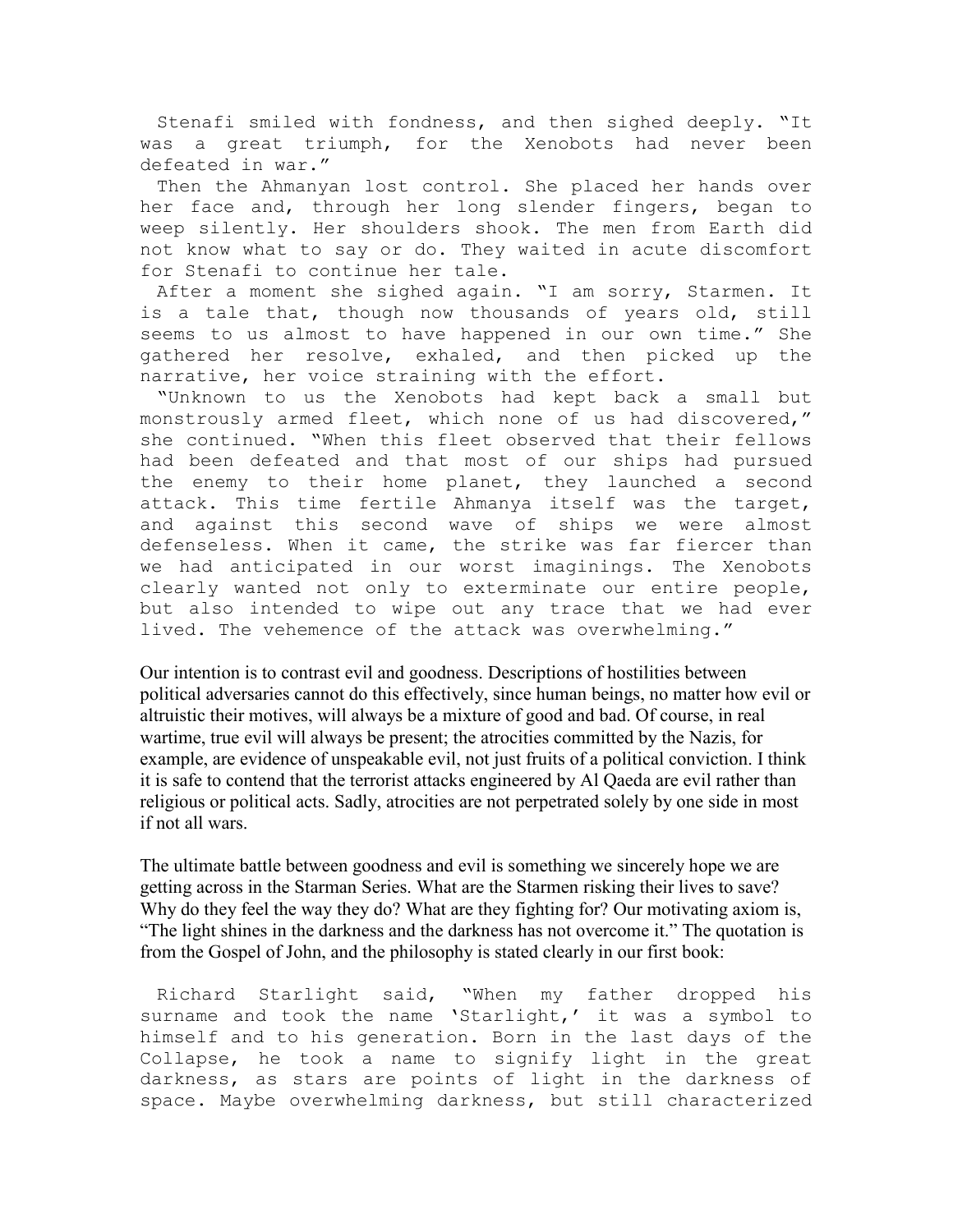Stenafi smiled with fondness, and then sighed deeply. "It was a great triumph, for the Xenobots had never been defeated in war."

Then the Ahmanyan lost control. She placed her hands over her face and, through her long slender fingers, began to weep silently. Her shoulders shook. The men from Earth did not know what to say or do. They waited in acute discomfort for Stenafi to continue her tale.

After a moment she sighed again. "I am sorry, Starmen. It is a tale that, though now thousands of years old, still seems to us almost to have happened in our own time." She gathered her resolve, exhaled, and then picked up the narrative, her voice straining with the effort.

"Unknown to us the Xenobots had kept back a small but monstrously armed fleet, which none of us had discovered," she continued. "When this fleet observed that their fellows had been defeated and that most of our ships had pursued the enemy to their home planet, they launched a second attack. This time fertile Ahmanya itself was the target, and against this second wave of ships we were almost defenseless. When it came, the strike was far fiercer than we had anticipated in our worst imaginings. The Xenobots clearly wanted not only to exterminate our entire people, but also intended to wipe out any trace that we had ever lived. The vehemence of the attack was overwhelming."

Our intention is to contrast evil and goodness. Descriptions of hostilities between political adversaries cannot do this effectively, since human beings, no matter how evil or altruistic their motives, will always be a mixture of good and bad. Of course, in real wartime, true evil will always be present; the atrocities committed by the Nazis, for example, are evidence of unspeakable evil, not just fruits of a political conviction. I think it is safe to contend that the terrorist attacks engineered by Al Qaeda are evil rather than religious or political acts. Sadly, atrocities are not perpetrated solely by one side in most if not all wars.

The ultimate battle between goodness and evil is something we sincerely hope we are getting across in the Starman Series. What are the Starmen risking their lives to save? Why do they feel the way they do? What are they fighting for? Our motivating axiom is, "The light shines in the darkness and the darkness has not overcome it." The quotation is from the Gospel of John, and the philosophy is stated clearly in our first book:

Richard Starlight said, "When my father dropped his surname and took the name 'Starlight,' it was a symbol to himself and to his generation. Born in the last days of the Collapse, he took a name to signify light in the great darkness, as stars are points of light in the darkness of space. Maybe overwhelming darkness, but still characterized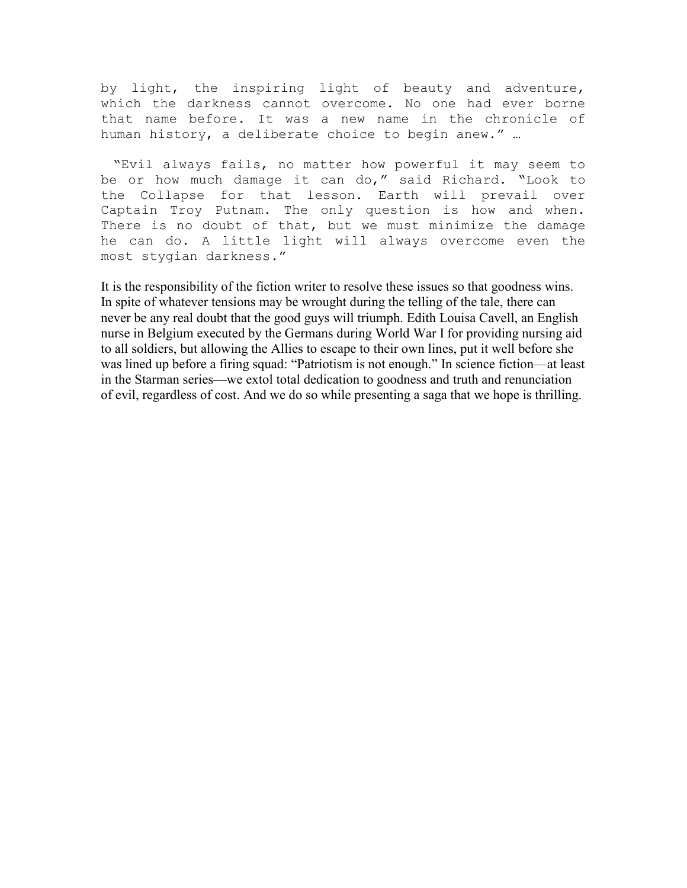by light, the inspiring light of beauty and adventure, which the darkness cannot overcome. No one had ever borne that name before. It was a new name in the chronicle of human history, a deliberate choice to begin anew." …

"Evil always fails, no matter how powerful it may seem to be or how much damage it can do," said Richard. "Look to the Collapse for that lesson. Earth will prevail over Captain Troy Putnam. The only question is how and when. There is no doubt of that, but we must minimize the damage he can do. A little light will always overcome even the most stygian darkness."

It is the responsibility of the fiction writer to resolve these issues so that goodness wins. In spite of whatever tensions may be wrought during the telling of the tale, there can never be any real doubt that the good guys will triumph. Edith Louisa Cavell, an English nurse in Belgium executed by the Germans during World War I for providing nursing aid to all soldiers, but allowing the Allies to escape to their own lines, put it well before she was lined up before a firing squad: "Patriotism is not enough." In science fiction—at least in the Starman series—we extol total dedication to goodness and truth and renunciation of evil, regardless of cost. And we do so while presenting a saga that we hope is thrilling.